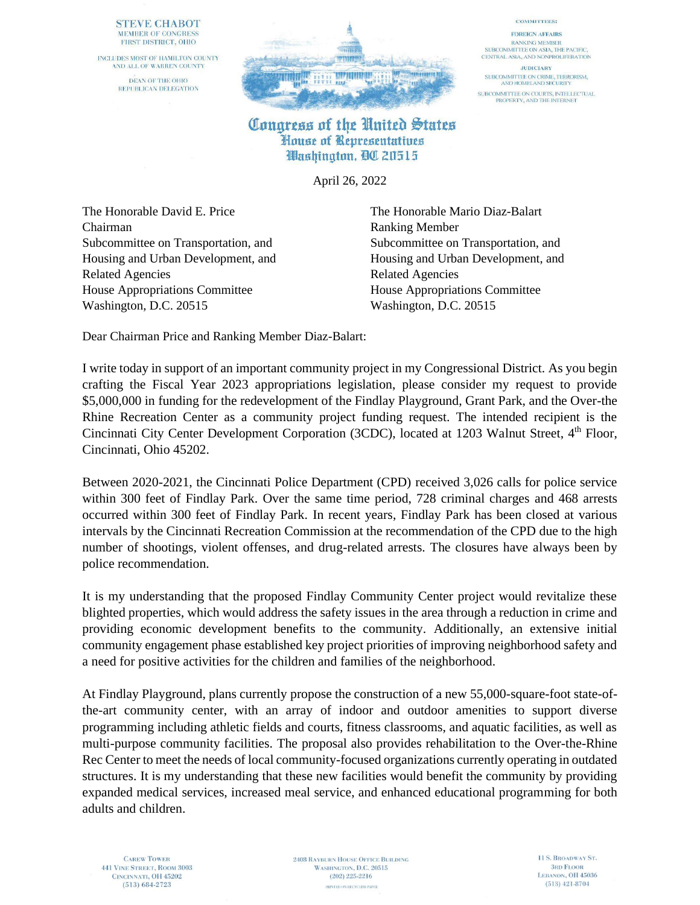STEVE CHABOT
MEMBER OF CONGRESS
FIRST DISTRICT, OHIO

INCLUDES MOST OF HAMILTON COUNTY AND ALL OF WARREN COUNTY

DEAN OF THE OHIO REPUBLICAN DELEGATION

COMMITTEES:

FOREIGN AFFAIRS
RANKING MEMBER
SUBCOMMITTEE ON ASIA, THE PACIFIC, CENTRAL ASIA, AND NONPROLIFERATION

JUDICIARY
SUBCOMMITTEE ON CRIME, TERRORISM, AND HOMELAND SECURITY
SUBCOMMITTEE ON COURTS, INTELLECTUAL PROPERTY, AND THE INTERNET

**Congress of the United States**
**House of Representatives**
**Washington, DC 20515**

April 26, 2022

The Honorable David E. Price
Chairman
Subcommittee on Transportation, and Housing and Urban Development, and Related Agencies
House Appropriations Committee
Washington, D.C. 20515

The Honorable Mario Diaz-Balart
Ranking Member
Subcommittee on Transportation, and Housing and Urban Development, and Related Agencies
House Appropriations Committee
Washington, D.C. 20515

Dear Chairman Price and Ranking Member Diaz-Balart:

I write today in support of an important community project in my Congressional District. As you begin crafting the Fiscal Year 2023 appropriations legislation, please consider my request to provide $5,000,000 in funding for the redevelopment of the Findlay Playground, Grant Park, and the Over-the Rhine Recreation Center as a community project funding request. The intended recipient is the Cincinnati City Center Development Corporation (3CDC), located at 1203 Walnut Street, 4th Floor, Cincinnati, Ohio 45202.

Between 2020-2021, the Cincinnati Police Department (CPD) received 3,026 calls for police service within 300 feet of Findlay Park. Over the same time period, 728 criminal charges and 468 arrests occurred within 300 feet of Findlay Park. In recent years, Findlay Park has been closed at various intervals by the Cincinnati Recreation Commission at the recommendation of the CPD due to the high number of shootings, violent offenses, and drug-related arrests. The closures have always been by police recommendation.

It is my understanding that the proposed Findlay Community Center project would revitalize these blighted properties, which would address the safety issues in the area through a reduction in crime and providing economic development benefits to the community. Additionally, an extensive initial community engagement phase established key project priorities of improving neighborhood safety and a need for positive activities for the children and families of the neighborhood.

At Findlay Playground, plans currently propose the construction of a new 55,000-square-foot state-of-the-art community center, with an array of indoor and outdoor amenities to support diverse programming including athletic fields and courts, fitness classrooms, and aquatic facilities, as well as multi-purpose community facilities. The proposal also provides rehabilitation to the Over-the-Rhine Rec Center to meet the needs of local community-focused organizations currently operating in outdated structures. It is my understanding that these new facilities would benefit the community by providing expanded medical services, increased meal service, and enhanced educational programming for both adults and children.

CAREW TOWER
441 VINE STREET, ROOM 3003
CINCINNATI, OH 45202
(513) 684-2723

2408 RAYBURN HOUSE OFFICE BUILDING
WASHINGTON, D.C. 20515
(202) 225-2216

11 S. BROADWAY ST.
3RD FLOOR
LEBANON, OH 45036
(513) 421-8704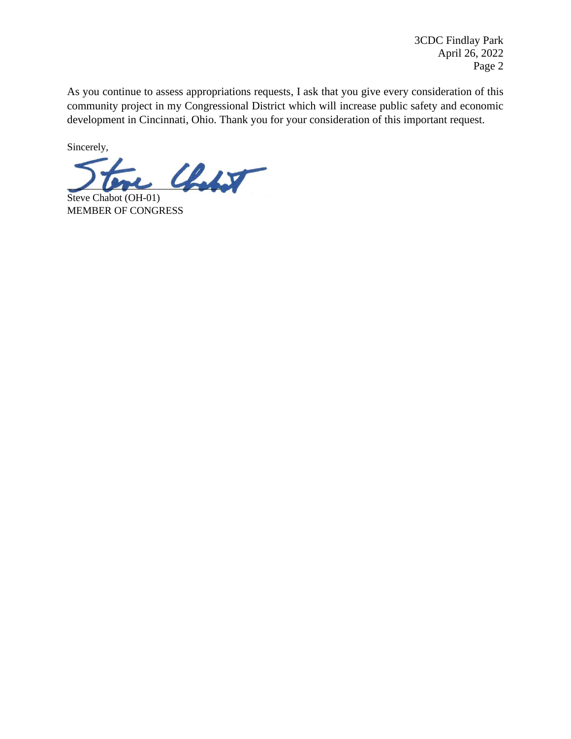As you continue to assess appropriations requests, I ask that you give every consideration of this community project in my Congressional District which will increase public safety and economic development in Cincinnati, Ohio. Thank you for your consideration of this important request.

Sincerely,

Steve Chabot (OH-01)
MEMBER OF CONGRESS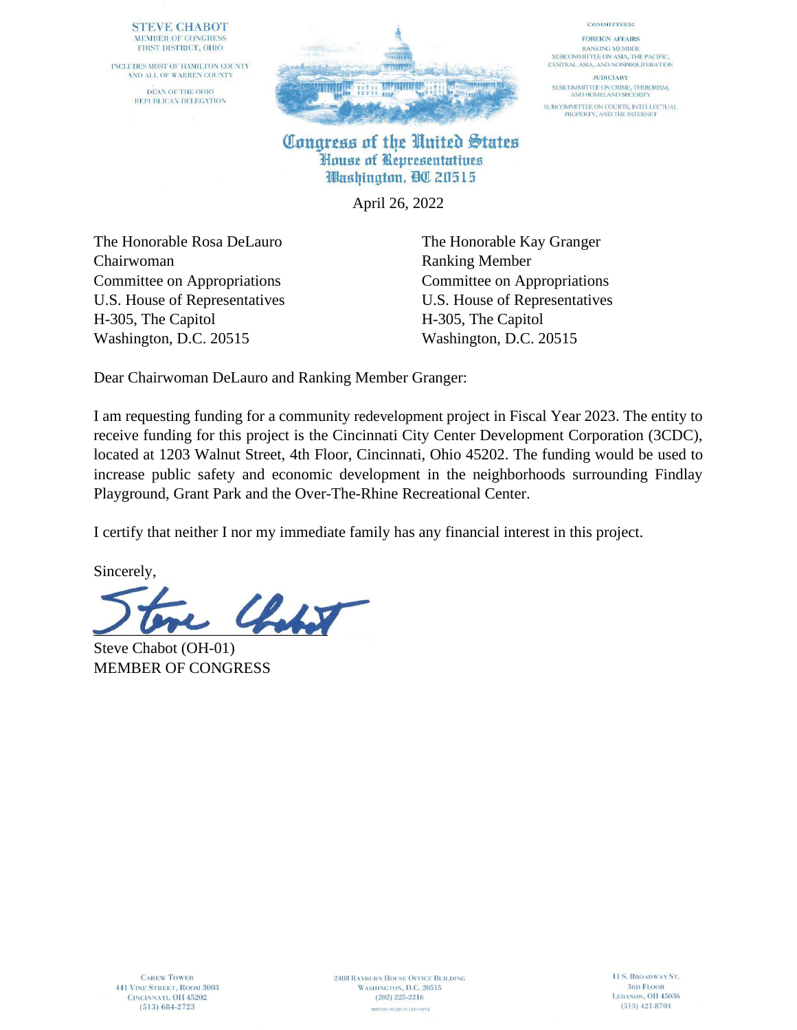STEVE CHABOT
MEMBER OF CONGRESS
FIRST DISTRICT, OHIO

INCLUDES MOST OF HAMILTON COUNTY
AND ALL OF WARREN COUNTY

DEAN OF THE OHIO
REPUBLICAN DELEGATION

COMMITTEES:

FOREIGN AFFAIRS
RANKING MEMBER
SUBCOMMITTEE ON ASIA, THE PACIFIC,
CENTRAL ASIA, AND NONPROLIFERATION

JUDICIARY
SUBCOMMITTEE ON CRIME, TERRORISM,
AND HOMELAND SECURITY
SUBCOMMITTEE ON COURTS, INTELLECTUAL
PROPERTY, AND THE INTERNET

**Congress of the United States**
**House of Representatives**
**Washington, DC 20515**

April 26, 2022

The Honorable Rosa DeLauro
Chairwoman
Committee on Appropriations
U.S. House of Representatives
H-305, The Capitol
Washington, D.C. 20515

The Honorable Kay Granger
Ranking Member
Committee on Appropriations
U.S. House of Representatives
H-305, The Capitol
Washington, D.C. 20515

Dear Chairwoman DeLauro and Ranking Member Granger:

I am requesting funding for a community redevelopment project in Fiscal Year 2023. The entity to receive funding for this project is the Cincinnati City Center Development Corporation (3CDC), located at 1203 Walnut Street, 4th Floor, Cincinnati, Ohio 45202. The funding would be used to increase public safety and economic development in the neighborhoods surrounding Findlay Playground, Grant Park and the Over-The-Rhine Recreational Center.

I certify that neither I nor my immediate family has any financial interest in this project.

Sincerely,

Steve Chabot

Steve Chabot (OH-01)
MEMBER OF CONGRESS

CAREW TOWER
441 VINE STREET, ROOM 3003
CINCINNATI, OH 45202
(513) 684-2723

2408 RAYBURN HOUSE OFFICE BUILDING
WASHINGTON, D.C. 20515
(202) 225-2216

PRINTED ON RECYCLED PAPER

11 S. BROADWAY ST.
3RD FLOOR
LEBANON, OH 45036
(513) 421-8704